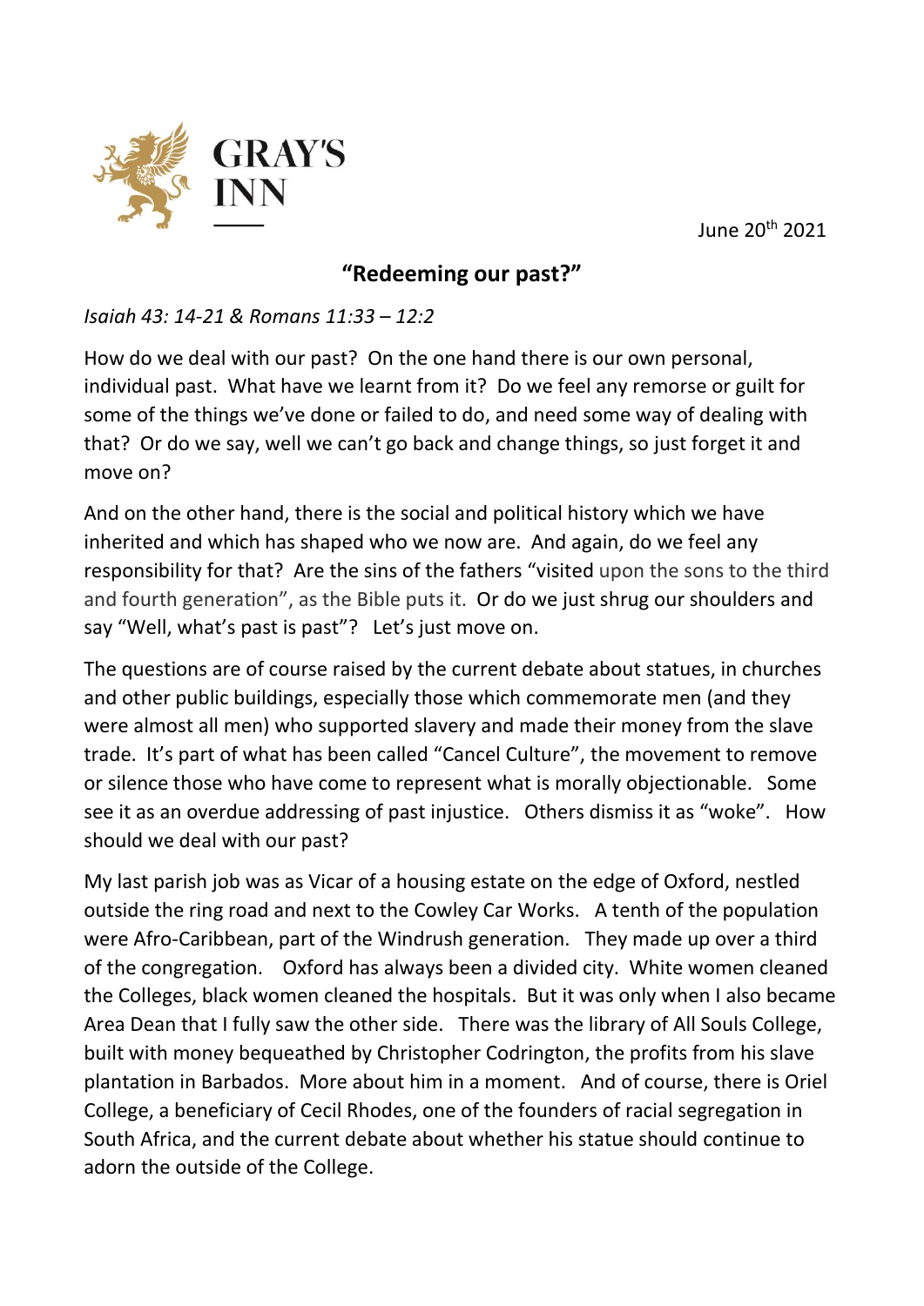GRAY'S INN

June 20th 2021

## "Redeeming our past?"

*Isaiah 43: 14-21 & Romans 11:33 – 12:2*

How do we deal with our past? On the one hand there is our own personal, individual past. What have we learnt from it? Do we feel any remorse or guilt for some of the things we've done or failed to do, and need some way of dealing with that? Or do we say, well we can't go back and change things, so just forget it and move on?

And on the other hand, there is the social and political history which we have inherited and which has shaped who we now are. And again, do we feel any responsibility for that? Are the sins of the fathers "visited upon the sons to the third and fourth generation", as the Bible puts it. Or do we just shrug our shoulders and say "Well, what's past is past"? Let's just move on.

The questions are of course raised by the current debate about statues, in churches and other public buildings, especially those which commemorate men (and they were almost all men) who supported slavery and made their money from the slave trade. It's part of what has been called "Cancel Culture", the movement to remove or silence those who have come to represent what is morally objectionable. Some see it as an overdue addressing of past injustice. Others dismiss it as "woke". How should we deal with our past?

My last parish job was as Vicar of a housing estate on the edge of Oxford, nestled outside the ring road and next to the Cowley Car Works. A tenth of the population were Afro-Caribbean, part of the Windrush generation. They made up over a third of the congregation. Oxford has always been a divided city. White women cleaned the Colleges, black women cleaned the hospitals. But it was only when I also became Area Dean that I fully saw the other side. There was the library of All Souls College, built with money bequeathed by Christopher Codrington, the profits from his slave plantation in Barbados. More about him in a moment. And of course, there is Oriel College, a beneficiary of Cecil Rhodes, one of the founders of racial segregation in South Africa, and the current debate about whether his statue should continue to adorn the outside of the College.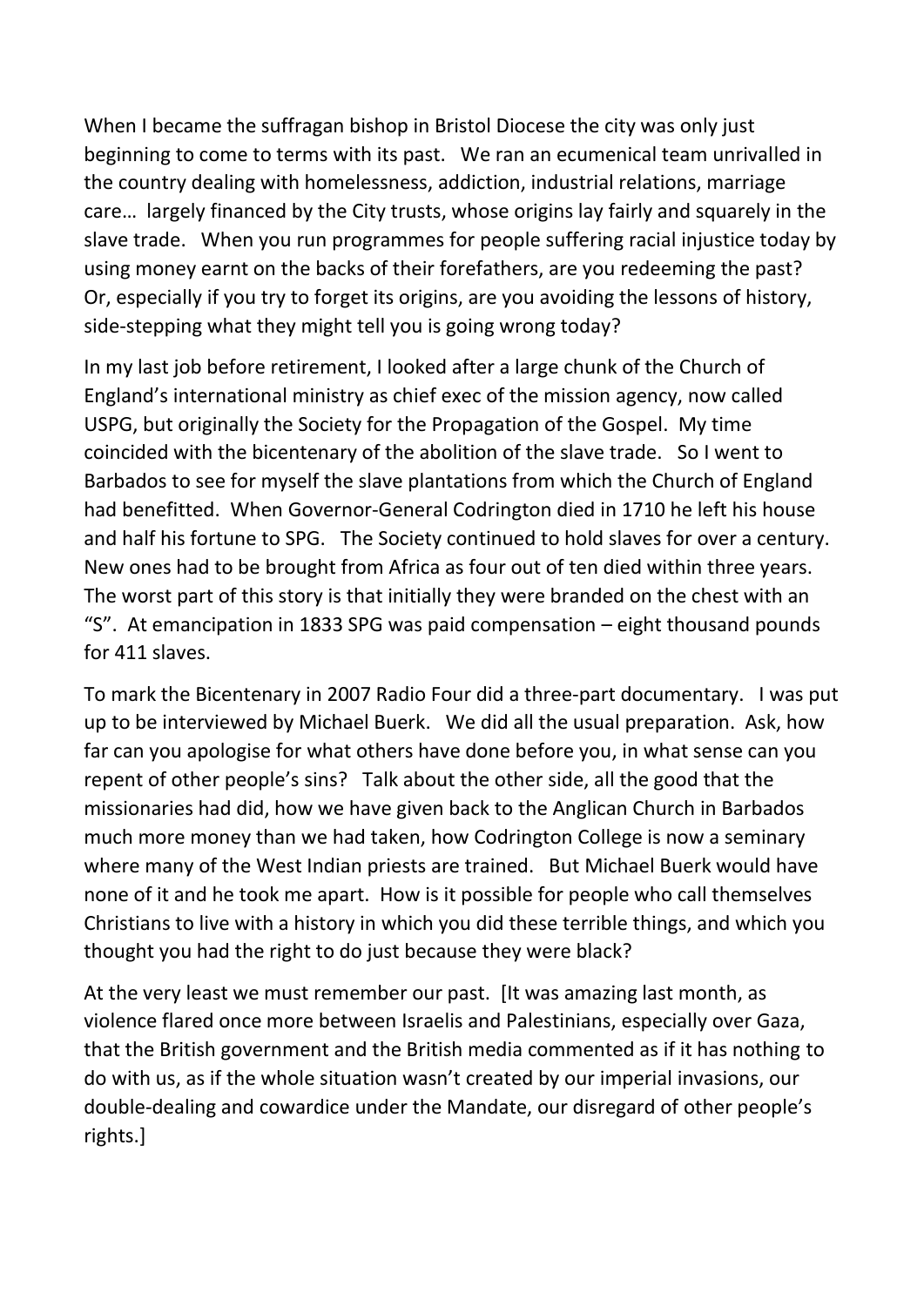When I became the suffragan bishop in Bristol Diocese the city was only just beginning to come to terms with its past. We ran an ecumenical team unrivalled in the country dealing with homelessness, addiction, industrial relations, marriage care… largely financed by the City trusts, whose origins lay fairly and squarely in the slave trade. When you run programmes for people suffering racial injustice today by using money earnt on the backs of their forefathers, are you redeeming the past? Or, especially if you try to forget its origins, are you avoiding the lessons of history, side-stepping what they might tell you is going wrong today?

In my last job before retirement, I looked after a large chunk of the Church of England's international ministry as chief exec of the mission agency, now called USPG, but originally the Society for the Propagation of the Gospel. My time coincided with the bicentenary of the abolition of the slave trade. So I went to Barbados to see for myself the slave plantations from which the Church of England had benefitted. When Governor-General Codrington died in 1710 he left his house and half his fortune to SPG. The Society continued to hold slaves for over a century. New ones had to be brought from Africa as four out of ten died within three years. The worst part of this story is that initially they were branded on the chest with an "S". At emancipation in 1833 SPG was paid compensation – eight thousand pounds for 411 slaves.

To mark the Bicentenary in 2007 Radio Four did a three-part documentary. I was put up to be interviewed by Michael Buerk. We did all the usual preparation. Ask, how far can you apologise for what others have done before you, in what sense can you repent of other people's sins? Talk about the other side, all the good that the missionaries had did, how we have given back to the Anglican Church in Barbados much more money than we had taken, how Codrington College is now a seminary where many of the West Indian priests are trained. But Michael Buerk would have none of it and he took me apart. How is it possible for people who call themselves Christians to live with a history in which you did these terrible things, and which you thought you had the right to do just because they were black?

At the very least we must remember our past. [It was amazing last month, as violence flared once more between Israelis and Palestinians, especially over Gaza, that the British government and the British media commented as if it has nothing to do with us, as if the whole situation wasn't created by our imperial invasions, our double-dealing and cowardice under the Mandate, our disregard of other people's rights.]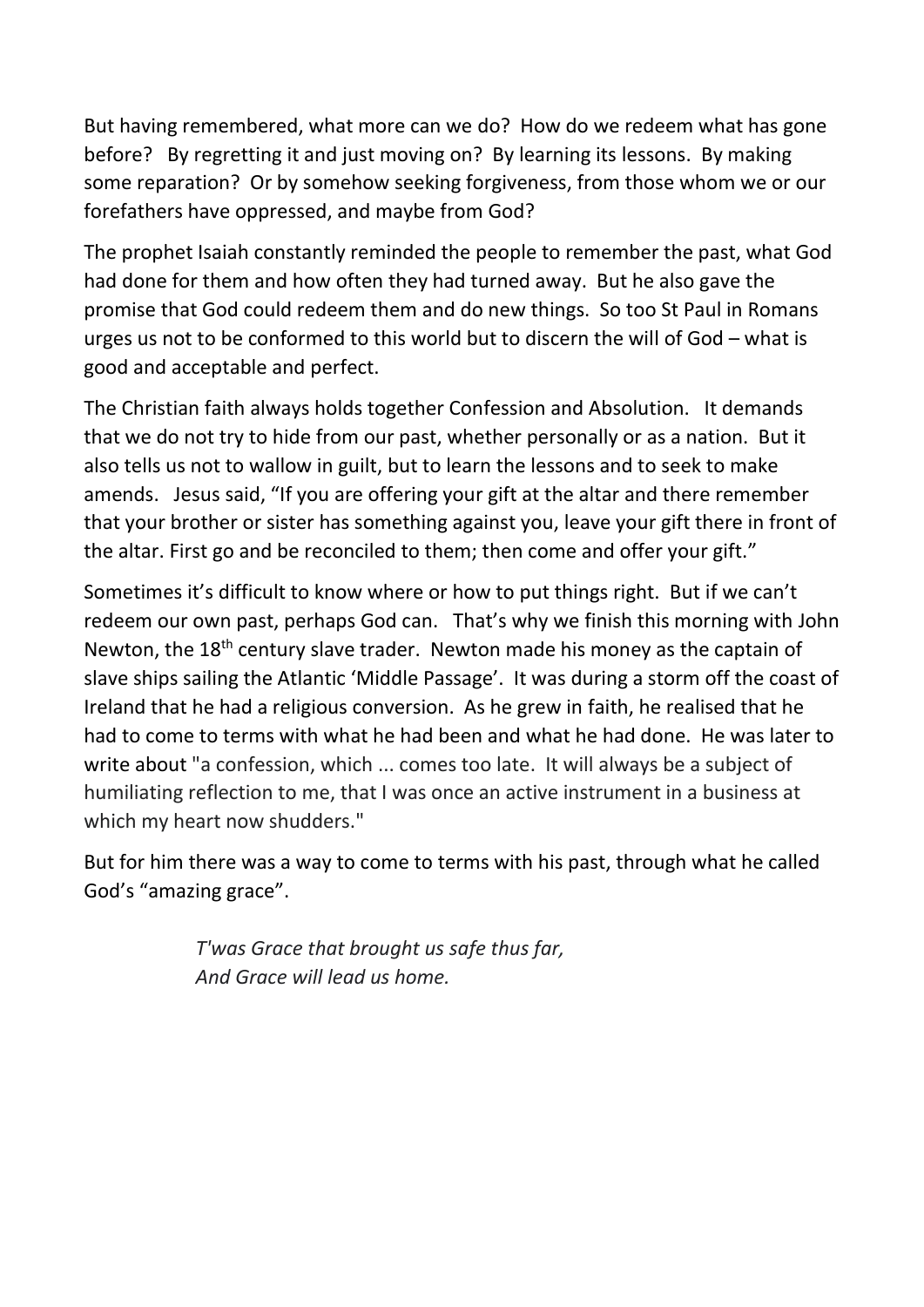But having remembered, what more can we do? How do we redeem what has gone before? By regretting it and just moving on? By learning its lessons. By making some reparation? Or by somehow seeking forgiveness, from those whom we or our forefathers have oppressed, and maybe from God?

The prophet Isaiah constantly reminded the people to remember the past, what God had done for them and how often they had turned away. But he also gave the promise that God could redeem them and do new things. So too St Paul in Romans urges us not to be conformed to this world but to discern the will of God – what is good and acceptable and perfect.

The Christian faith always holds together Confession and Absolution. It demands that we do not try to hide from our past, whether personally or as a nation. But it also tells us not to wallow in guilt, but to learn the lessons and to seek to make amends. Jesus said, "If you are offering your gift at the altar and there remember that your brother or sister has something against you, leave your gift there in front of the altar. First go and be reconciled to them; then come and offer your gift."

Sometimes it's difficult to know where or how to put things right. But if we can't redeem our own past, perhaps God can. That's why we finish this morning with John Newton, the 18th century slave trader. Newton made his money as the captain of slave ships sailing the Atlantic 'Middle Passage'. It was during a storm off the coast of Ireland that he had a religious conversion. As he grew in faith, he realised that he had to come to terms with what he had been and what he had done. He was later to write about "a confession, which ... comes too late. It will always be a subject of humiliating reflection to me, that I was once an active instrument in a business at which my heart now shudders."

But for him there was a way to come to terms with his past, through what he called God's "amazing grace".

> *T'was Grace that brought us safe thus far,*
> *And Grace will lead us home.*